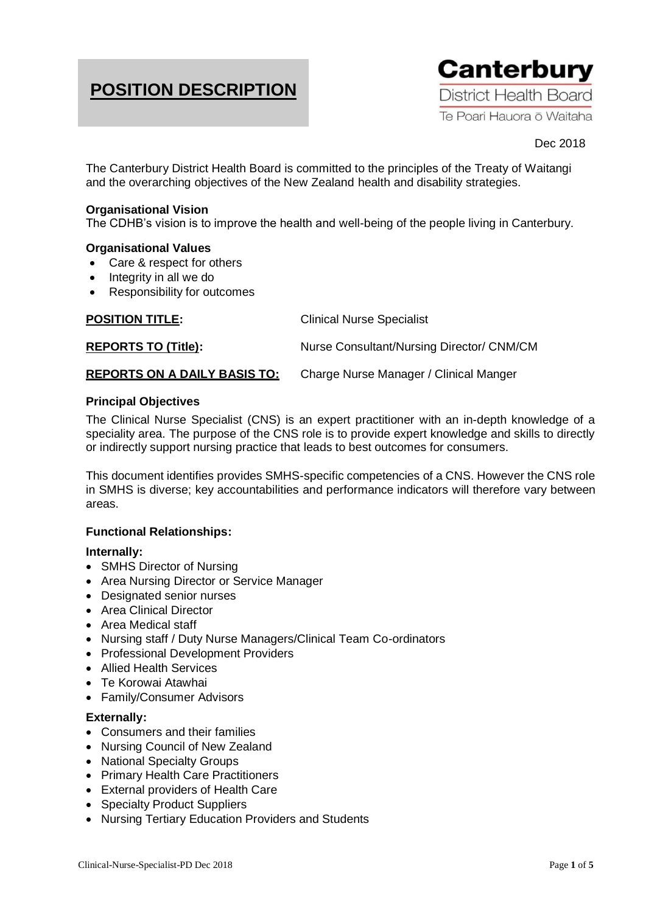# POSITION DESCRIPTION

**Canterbury**
District Health Board
Te Poari Hauora ō Waitaha

Dec 2018

The Canterbury District Health Board is committed to the principles of the Treaty of Waitangi and the overarching objectives of the New Zealand health and disability strategies.

**Organisational Vision**
The CDHB's vision is to improve the health and well-being of the people living in Canterbury.

**Organisational Values**

- Care & respect for others
- Integrity in all we do
- Responsibility for outcomes

| | |
|---|---|
| **POSITION TITLE:** | Clinical Nurse Specialist |
| **REPORTS TO (Title):** | Nurse Consultant/Nursing Director/ CNM/CM |
| **REPORTS ON A DAILY BASIS TO:** | Charge Nurse Manager / Clinical Manger |

**Principal Objectives**

The Clinical Nurse Specialist (CNS) is an expert practitioner with an in-depth knowledge of a speciality area. The purpose of the CNS role is to provide expert knowledge and skills to directly or indirectly support nursing practice that leads to best outcomes for consumers.

This document identifies provides SMHS-specific competencies of a CNS. However the CNS role in SMHS is diverse; key accountabilities and performance indicators will therefore vary between areas.

**Functional Relationships:**

**Internally:**

- SMHS Director of Nursing
- Area Nursing Director or Service Manager
- Designated senior nurses
- Area Clinical Director
- Area Medical staff
- Nursing staff / Duty Nurse Managers/Clinical Team Co-ordinators
- Professional Development Providers
- Allied Health Services
- Te Korowai Atawhai
- Family/Consumer Advisors

**Externally:**

- Consumers and their families
- Nursing Council of New Zealand
- National Specialty Groups
- Primary Health Care Practitioners
- External providers of Health Care
- Specialty Product Suppliers
- Nursing Tertiary Education Providers and Students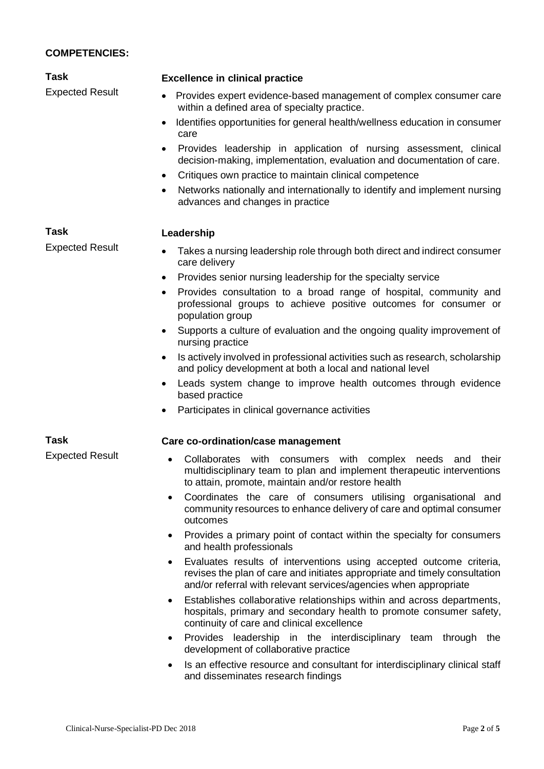## COMPETENCIES:

**Task**

Expected Result

**Excellence in clinical practice**

- Provides expert evidence-based management of complex consumer care within a defined area of specialty practice.
- Identifies opportunities for general health/wellness education in consumer care
- Provides leadership in application of nursing assessment, clinical decision-making, implementation, evaluation and documentation of care.
- Critiques own practice to maintain clinical competence
- Networks nationally and internationally to identify and implement nursing advances and changes in practice

**Task**

Expected Result

**Leadership**

- Takes a nursing leadership role through both direct and indirect consumer care delivery
- Provides senior nursing leadership for the specialty service
- Provides consultation to a broad range of hospital, community and professional groups to achieve positive outcomes for consumer or population group
- Supports a culture of evaluation and the ongoing quality improvement of nursing practice
- Is actively involved in professional activities such as research, scholarship and policy development at both a local and national level
- Leads system change to improve health outcomes through evidence based practice
- Participates in clinical governance activities

**Task**

Expected Result

**Care co-ordination/case management**

- Collaborates with consumers with complex needs and their multidisciplinary team to plan and implement therapeutic interventions to attain, promote, maintain and/or restore health
- Coordinates the care of consumers utilising organisational and community resources to enhance delivery of care and optimal consumer outcomes
- Provides a primary point of contact within the specialty for consumers and health professionals
- Evaluates results of interventions using accepted outcome criteria, revises the plan of care and initiates appropriate and timely consultation and/or referral with relevant services/agencies when appropriate
- Establishes collaborative relationships within and across departments, hospitals, primary and secondary health to promote consumer safety, continuity of care and clinical excellence
- Provides leadership in the interdisciplinary team through the development of collaborative practice
- Is an effective resource and consultant for interdisciplinary clinical staff and disseminates research findings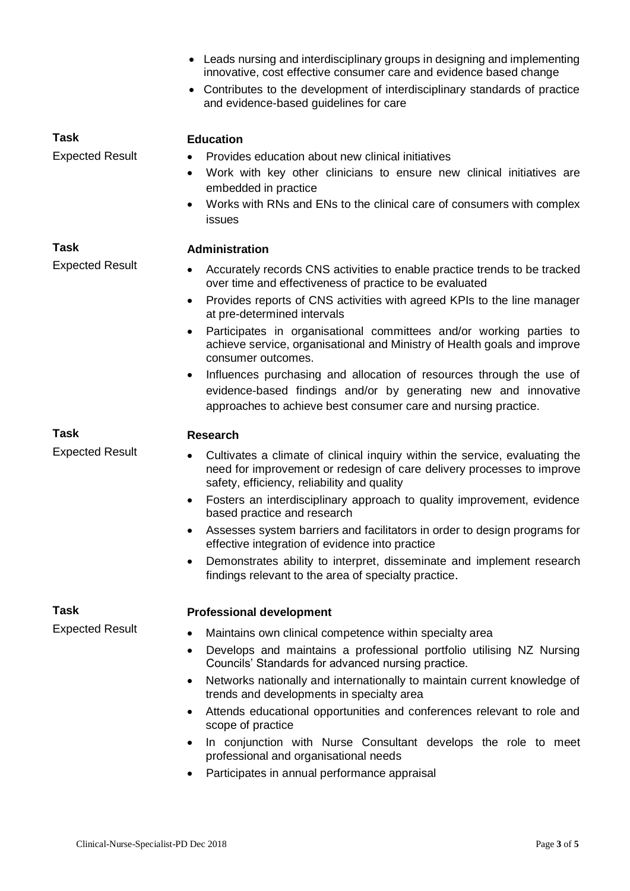- Leads nursing and interdisciplinary groups in designing and implementing innovative, cost effective consumer care and evidence based change
- Contributes to the development of interdisciplinary standards of practice and evidence-based guidelines for care

**Task** — **Education**

Expected Result

- Provides education about new clinical initiatives
- Work with key other clinicians to ensure new clinical initiatives are embedded in practice
- Works with RNs and ENs to the clinical care of consumers with complex issues

**Task** — **Administration**

Expected Result

- Accurately records CNS activities to enable practice trends to be tracked over time and effectiveness of practice to be evaluated
- Provides reports of CNS activities with agreed KPIs to the line manager at pre-determined intervals
- Participates in organisational committees and/or working parties to achieve service, organisational and Ministry of Health goals and improve consumer outcomes.
- Influences purchasing and allocation of resources through the use of evidence-based findings and/or by generating new and innovative approaches to achieve best consumer care and nursing practice.

**Task** — **Research**

Expected Result

- Cultivates a climate of clinical inquiry within the service, evaluating the need for improvement or redesign of care delivery processes to improve safety, efficiency, reliability and quality
- Fosters an interdisciplinary approach to quality improvement, evidence based practice and research
- Assesses system barriers and facilitators in order to design programs for effective integration of evidence into practice
- Demonstrates ability to interpret, disseminate and implement research findings relevant to the area of specialty practice.

**Task** — **Professional development**

Expected Result

- Maintains own clinical competence within specialty area
- Develops and maintains a professional portfolio utilising NZ Nursing Councils' Standards for advanced nursing practice.
- Networks nationally and internationally to maintain current knowledge of trends and developments in specialty area
- Attends educational opportunities and conferences relevant to role and scope of practice
- In conjunction with Nurse Consultant develops the role to meet professional and organisational needs
- Participates in annual performance appraisal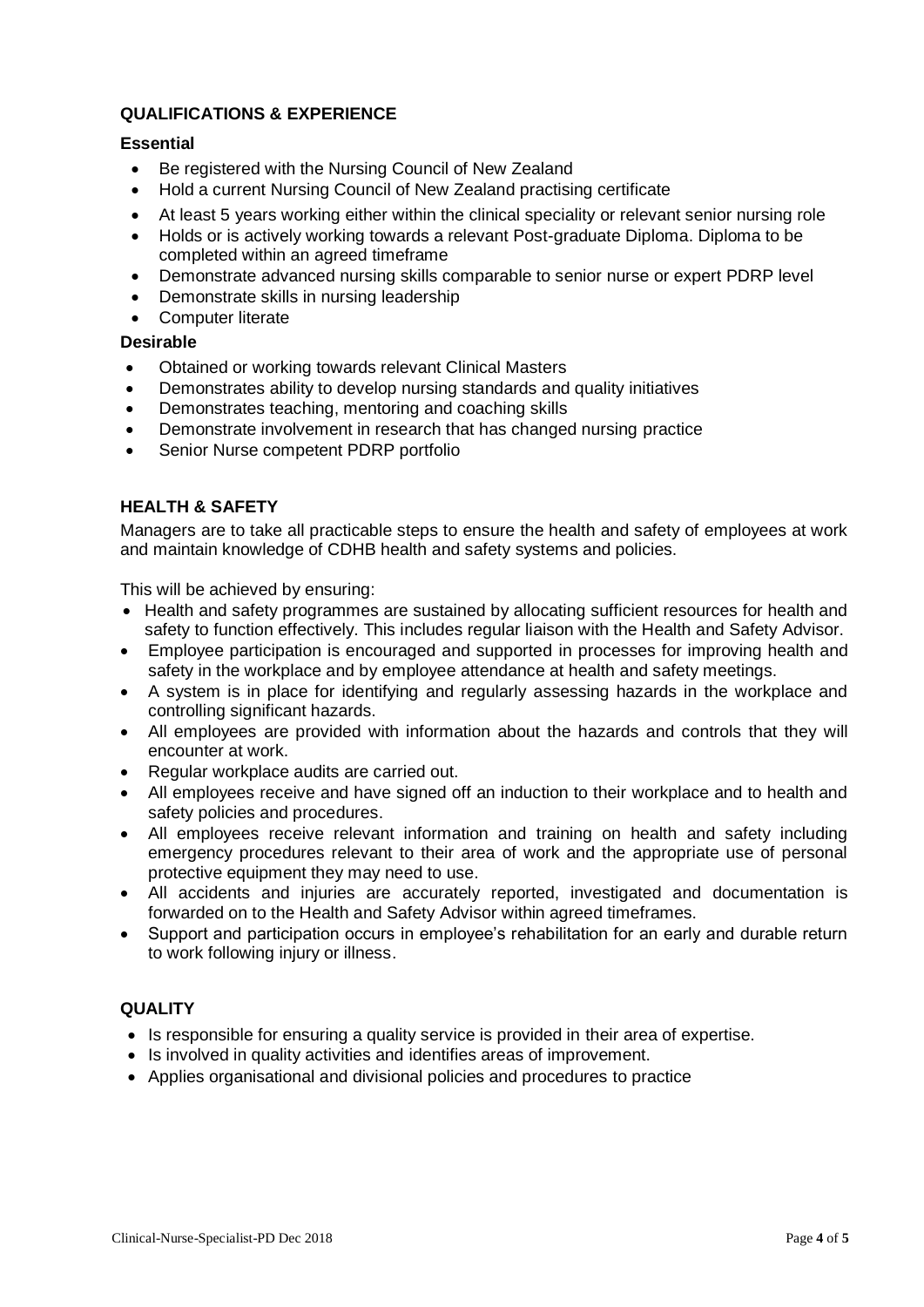## QUALIFICATIONS & EXPERIENCE

### Essential

- Be registered with the Nursing Council of New Zealand
- Hold a current Nursing Council of New Zealand practising certificate
- At least 5 years working either within the clinical speciality or relevant senior nursing role
- Holds or is actively working towards a relevant Post-graduate Diploma. Diploma to be completed within an agreed timeframe
- Demonstrate advanced nursing skills comparable to senior nurse or expert PDRP level
- Demonstrate skills in nursing leadership
- Computer literate

### Desirable

- Obtained or working towards relevant Clinical Masters
- Demonstrates ability to develop nursing standards and quality initiatives
- Demonstrates teaching, mentoring and coaching skills
- Demonstrate involvement in research that has changed nursing practice
- Senior Nurse competent PDRP portfolio

## HEALTH & SAFETY

Managers are to take all practicable steps to ensure the health and safety of employees at work and maintain knowledge of CDHB health and safety systems and policies.

This will be achieved by ensuring:

- Health and safety programmes are sustained by allocating sufficient resources for health and safety to function effectively. This includes regular liaison with the Health and Safety Advisor.
- Employee participation is encouraged and supported in processes for improving health and safety in the workplace and by employee attendance at health and safety meetings.
- A system is in place for identifying and regularly assessing hazards in the workplace and controlling significant hazards.
- All employees are provided with information about the hazards and controls that they will encounter at work.
- Regular workplace audits are carried out.
- All employees receive and have signed off an induction to their workplace and to health and safety policies and procedures.
- All employees receive relevant information and training on health and safety including emergency procedures relevant to their area of work and the appropriate use of personal protective equipment they may need to use.
- All accidents and injuries are accurately reported, investigated and documentation is forwarded on to the Health and Safety Advisor within agreed timeframes.
- Support and participation occurs in employee's rehabilitation for an early and durable return to work following injury or illness.

## QUALITY

- Is responsible for ensuring a quality service is provided in their area of expertise.
- Is involved in quality activities and identifies areas of improvement.
- Applies organisational and divisional policies and procedures to practice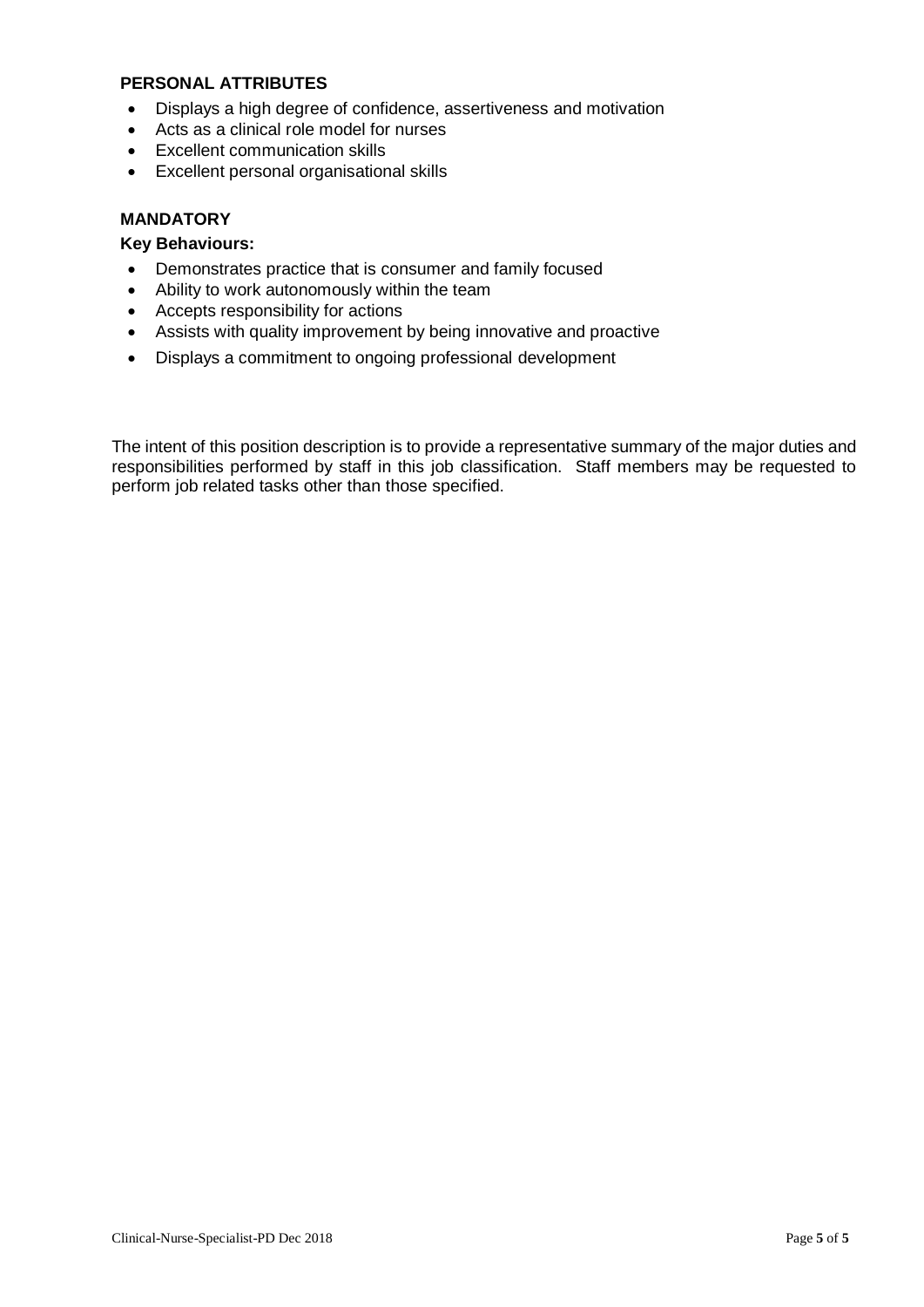## PERSONAL ATTRIBUTES

- Displays a high degree of confidence, assertiveness and motivation
- Acts as a clinical role model for nurses
- Excellent communication skills
- Excellent personal organisational skills

## MANDATORY

**Key Behaviours:**

- Demonstrates practice that is consumer and family focused
- Ability to work autonomously within the team
- Accepts responsibility for actions
- Assists with quality improvement by being innovative and proactive
- Displays a commitment to ongoing professional development

The intent of this position description is to provide a representative summary of the major duties and responsibilities performed by staff in this job classification. Staff members may be requested to perform job related tasks other than those specified.